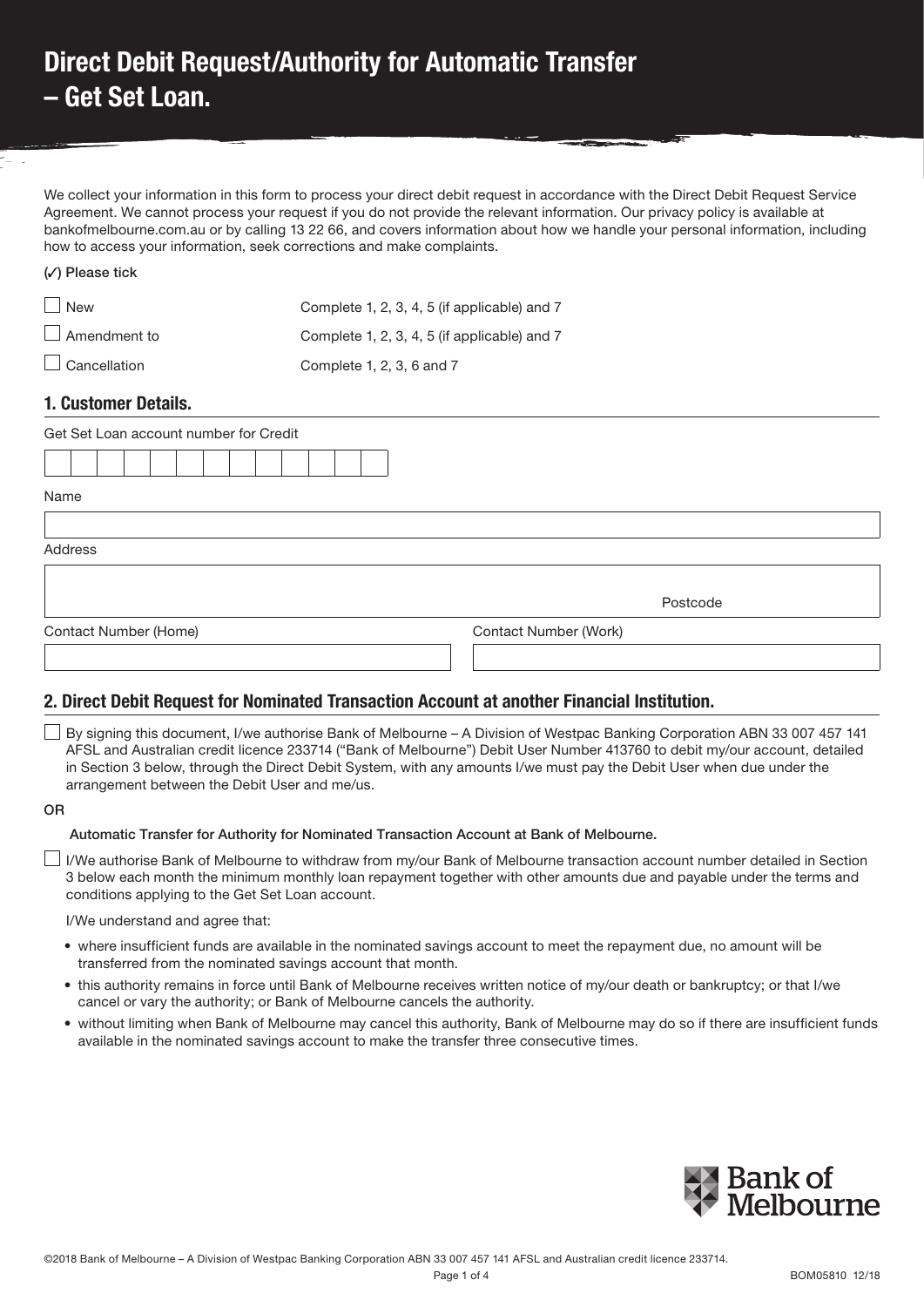# Direct Debit Request/Authority for Automatic Transfer – Get Set Loan.

We collect your information in this form to process your direct debit request in accordance with the Direct Debit Request Service Agreement. We cannot process your request if you do not provide the relevant information. Our privacy policy is available at bankofmelbourne.com.au or by calling 13 22 66, and covers information about how we handle your personal information, including how to access your information, seek corrections and make complaints.

(✓) Please tick

| | |
|---|---|
| ☐ New | Complete 1, 2, 3, 4, 5 (if applicable) and 7 |
| ☐ Amendment to | Complete 1, 2, 3, 4, 5 (if applicable) and 7 |
| ☐ Cancellation | Complete 1, 2, 3, 6 and 7 |

## 1. Customer Details.

Get Set Loan account number for Credit

Name

Address

Postcode

Contact Number (Home)

Contact Number (Work)

## 2. Direct Debit Request for Nominated Transaction Account at another Financial Institution.

☐ By signing this document, I/we authorise Bank of Melbourne – A Division of Westpac Banking Corporation ABN 33 007 457 141 AFSL and Australian credit licence 233714 ("Bank of Melbourne") Debit User Number 413760 to debit my/our account, detailed in Section 3 below, through the Direct Debit System, with any amounts I/we must pay the Debit User when due under the arrangement between the Debit User and me/us.

OR

**Automatic Transfer for Authority for Nominated Transaction Account at Bank of Melbourne.**

☐ I/We authorise Bank of Melbourne to withdraw from my/our Bank of Melbourne transaction account number detailed in Section 3 below each month the minimum monthly loan repayment together with other amounts due and payable under the terms and conditions applying to the Get Set Loan account.

I/We understand and agree that:

- where insufficient funds are available in the nominated savings account to meet the repayment due, no amount will be transferred from the nominated savings account that month.
- this authority remains in force until Bank of Melbourne receives written notice of my/our death or bankruptcy; or that I/we cancel or vary the authority; or Bank of Melbourne cancels the authority.
- without limiting when Bank of Melbourne may cancel this authority, Bank of Melbourne may do so if there are insufficient funds available in the nominated savings account to make the transfer three consecutive times.

©2018 Bank of Melbourne – A Division of Westpac Banking Corporation ABN 33 007 457 141 AFSL and Australian credit licence 233714.

BOM05810 12/18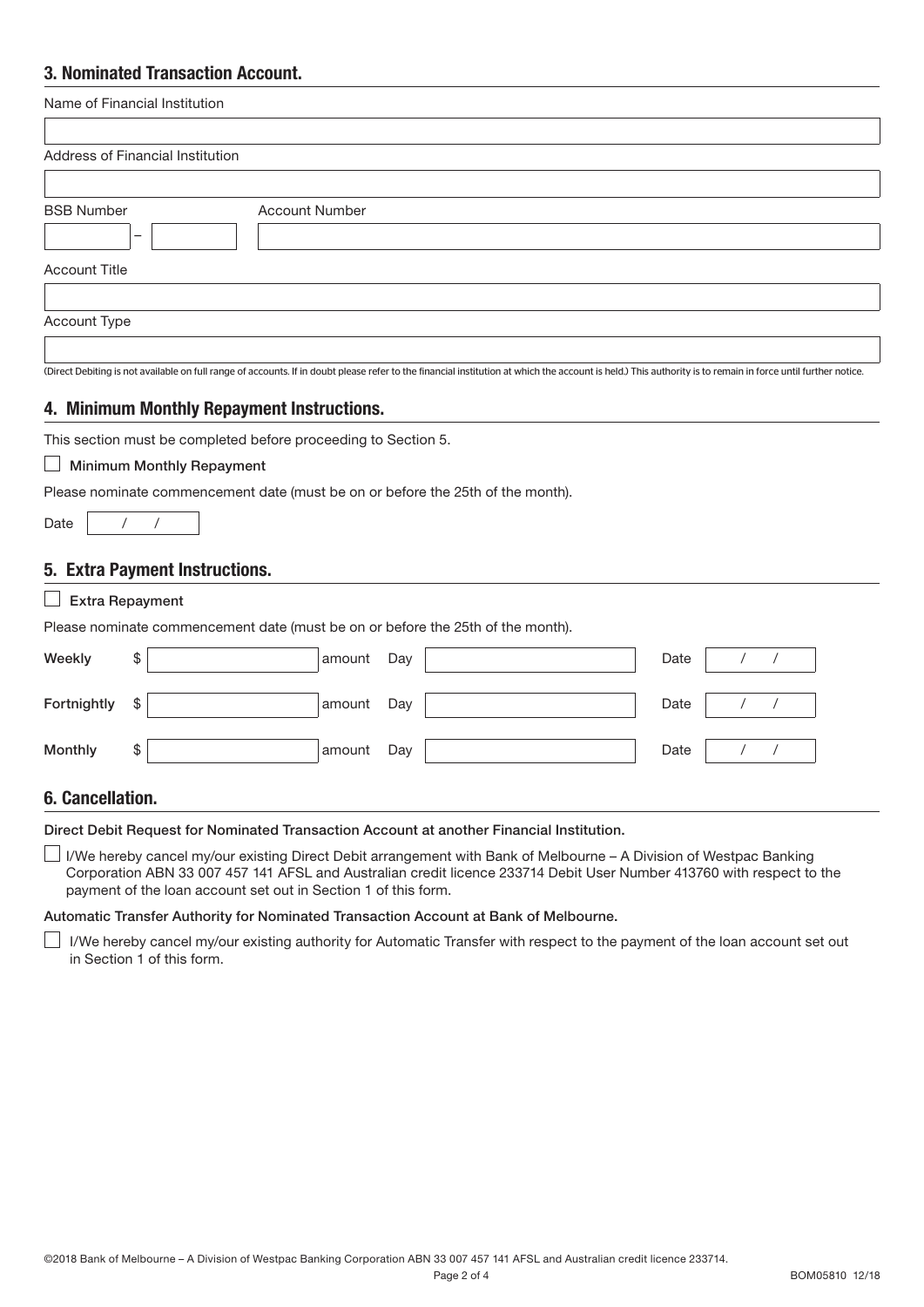## 3. Nominated Transaction Account.

Name of Financial Institution

Address of Financial Institution

BSB Number –

Account Number

Account Title

Account Type

(Direct Debiting is not available on full range of accounts. If in doubt please refer to the financial institution at which the account is held.) This authority is to remain in force until further notice.

## 4. Minimum Monthly Repayment Instructions.

This section must be completed before proceeding to Section 5.

☐ **Minimum Monthly Repayment**

Please nominate commencement date (must be on or before the 25th of the month).

Date / /

## 5. Extra Payment Instructions.

☐ **Extra Repayment**

Please nominate commencement date (must be on or before the 25th of the month).

| | | | | |
|---|---|---|---|---|
| **Weekly** | $ | amount | Day | Date / / |
| **Fortnightly** | $ | amount | Day | Date / / |
| **Monthly** | $ | amount | Day | Date / / |

## 6. Cancellation.

**Direct Debit Request for Nominated Transaction Account at another Financial Institution.**

☐ I/We hereby cancel my/our existing Direct Debit arrangement with Bank of Melbourne – A Division of Westpac Banking Corporation ABN 33 007 457 141 AFSL and Australian credit licence 233714 Debit User Number 413760 with respect to the payment of the loan account set out in Section 1 of this form.

**Automatic Transfer Authority for Nominated Transaction Account at Bank of Melbourne.**

☐ I/We hereby cancel my/our existing authority for Automatic Transfer with respect to the payment of the loan account set out in Section 1 of this form.

©2018 Bank of Melbourne – A Division of Westpac Banking Corporation ABN 33 007 457 141 AFSL and Australian credit licence 233714.

BOM05810 12/18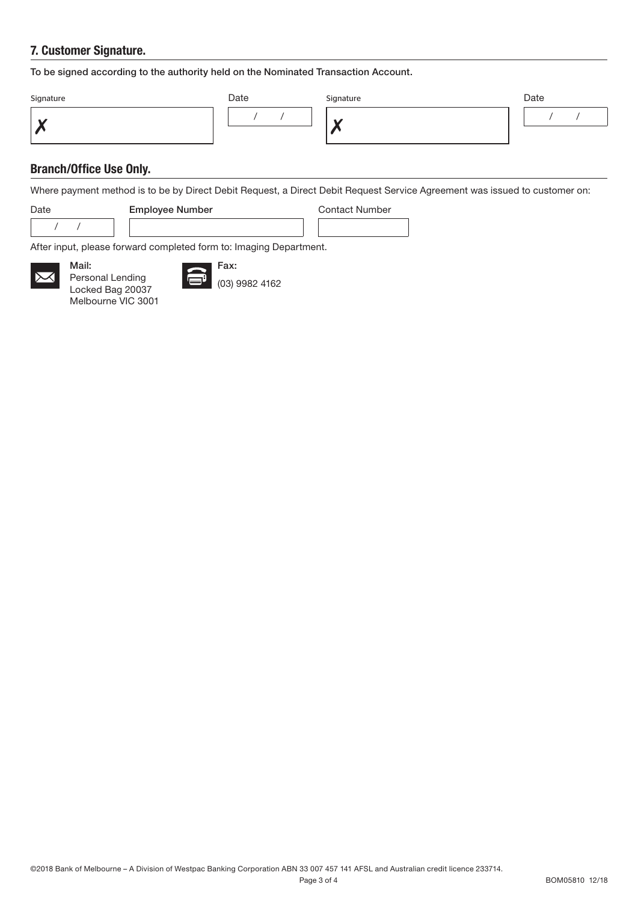## 7. Customer Signature.

To be signed according to the authority held on the Nominated Transaction Account.

| Signature | Date | Signature | Date |
| --- | --- | --- | --- |
| ✗ | / / | ✗ | / / |

## Branch/Office Use Only.

Where payment method is to be by Direct Debit Request, a Direct Debit Request Service Agreement was issued to customer on:

| Date | Employee Number | Contact Number |
| --- | --- | --- |
| / / | | |

After input, please forward completed form to: Imaging Department.

**Mail:**
Personal Lending
Locked Bag 20037
Melbourne VIC 3001

**Fax:**
(03) 9982 4162

©2018 Bank of Melbourne – A Division of Westpac Banking Corporation ABN 33 007 457 141 AFSL and Australian credit licence 233714.

BOM05810 12/18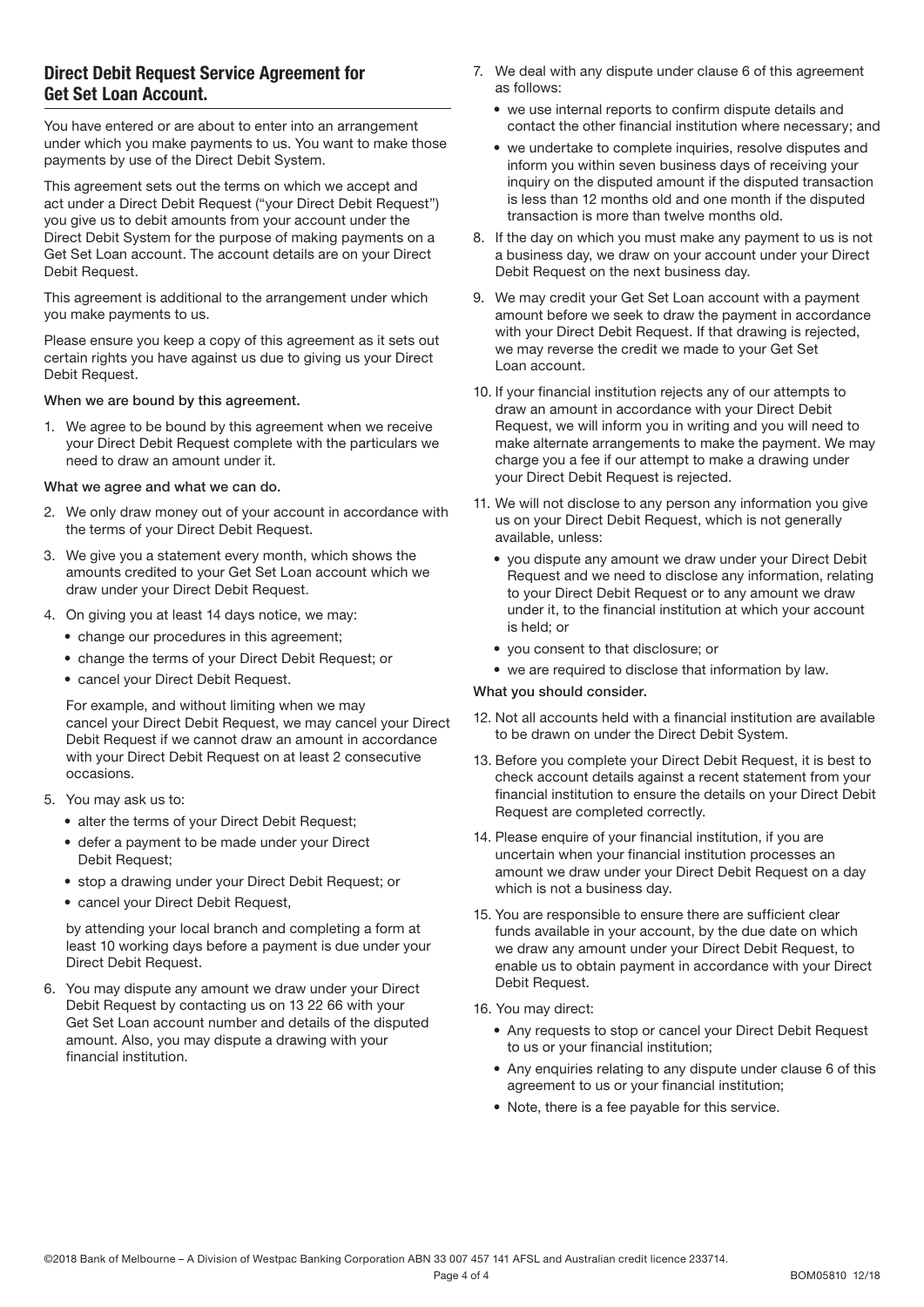## Direct Debit Request Service Agreement for Get Set Loan Account.

You have entered or are about to enter into an arrangement under which you make payments to us. You want to make those payments by use of the Direct Debit System.

This agreement sets out the terms on which we accept and act under a Direct Debit Request ("your Direct Debit Request") you give us to debit amounts from your account under the Direct Debit System for the purpose of making payments on a Get Set Loan account. The account details are on your Direct Debit Request.

This agreement is additional to the arrangement under which you make payments to us.

Please ensure you keep a copy of this agreement as it sets out certain rights you have against us due to giving us your Direct Debit Request.

**When we are bound by this agreement.**

1. We agree to be bound by this agreement when we receive your Direct Debit Request complete with the particulars we need to draw an amount under it.

**What we agree and what we can do.**

2. We only draw money out of your account in accordance with the terms of your Direct Debit Request.
3. We give you a statement every month, which shows the amounts credited to your Get Set Loan account which we draw under your Direct Debit Request.
4. On giving you at least 14 days notice, we may:
   - change our procedures in this agreement;
   - change the terms of your Direct Debit Request; or
   - cancel your Direct Debit Request.

   For example, and without limiting when we may cancel your Direct Debit Request, we may cancel your Direct Debit Request if we cannot draw an amount in accordance with your Direct Debit Request on at least 2 consecutive occasions.
5. You may ask us to:
   - alter the terms of your Direct Debit Request;
   - defer a payment to be made under your Direct Debit Request;
   - stop a drawing under your Direct Debit Request; or
   - cancel your Direct Debit Request,

   by attending your local branch and completing a form at least 10 working days before a payment is due under your Direct Debit Request.
6. You may dispute any amount we draw under your Direct Debit Request by contacting us on 13 22 66 with your Get Set Loan account number and details of the disputed amount. Also, you may dispute a drawing with your financial institution.
7. We deal with any dispute under clause 6 of this agreement as follows:
   - we use internal reports to confirm dispute details and contact the other financial institution where necessary; and
   - we undertake to complete inquiries, resolve disputes and inform you within seven business days of receiving your inquiry on the disputed amount if the disputed transaction is less than 12 months old and one month if the disputed transaction is more than twelve months old.
8. If the day on which you must make any payment to us is not a business day, we draw on your account under your Direct Debit Request on the next business day.
9. We may credit your Get Set Loan account with a payment amount before we seek to draw the payment in accordance with your Direct Debit Request. If that drawing is rejected, we may reverse the credit we made to your Get Set Loan account.
10. If your financial institution rejects any of our attempts to draw an amount in accordance with your Direct Debit Request, we will inform you in writing and you will need to make alternate arrangements to make the payment. We may charge you a fee if our attempt to make a drawing under your Direct Debit Request is rejected.
11. We will not disclose to any person any information you give us on your Direct Debit Request, which is not generally available, unless:
    - you dispute any amount we draw under your Direct Debit Request and we need to disclose any information, relating to your Direct Debit Request or to any amount we draw under it, to the financial institution at which your account is held; or
    - you consent to that disclosure; or
    - we are required to disclose that information by law.

**What you should consider.**

12. Not all accounts held with a financial institution are available to be drawn on under the Direct Debit System.
13. Before you complete your Direct Debit Request, it is best to check account details against a recent statement from your financial institution to ensure the details on your Direct Debit Request are completed correctly.
14. Please enquire of your financial institution, if you are uncertain when your financial institution processes an amount we draw under your Direct Debit Request on a day which is not a business day.
15. You are responsible to ensure there are sufficient clear funds available in your account, by the due date on which we draw any amount under your Direct Debit Request, to enable us to obtain payment in accordance with your Direct Debit Request.
16. You may direct:
    - Any requests to stop or cancel your Direct Debit Request to us or your financial institution;
    - Any enquiries relating to any dispute under clause 6 of this agreement to us or your financial institution;
    - Note, there is a fee payable for this service.

©2018 Bank of Melbourne – A Division of Westpac Banking Corporation ABN 33 007 457 141 AFSL and Australian credit licence 233714.

BOM05810 12/18